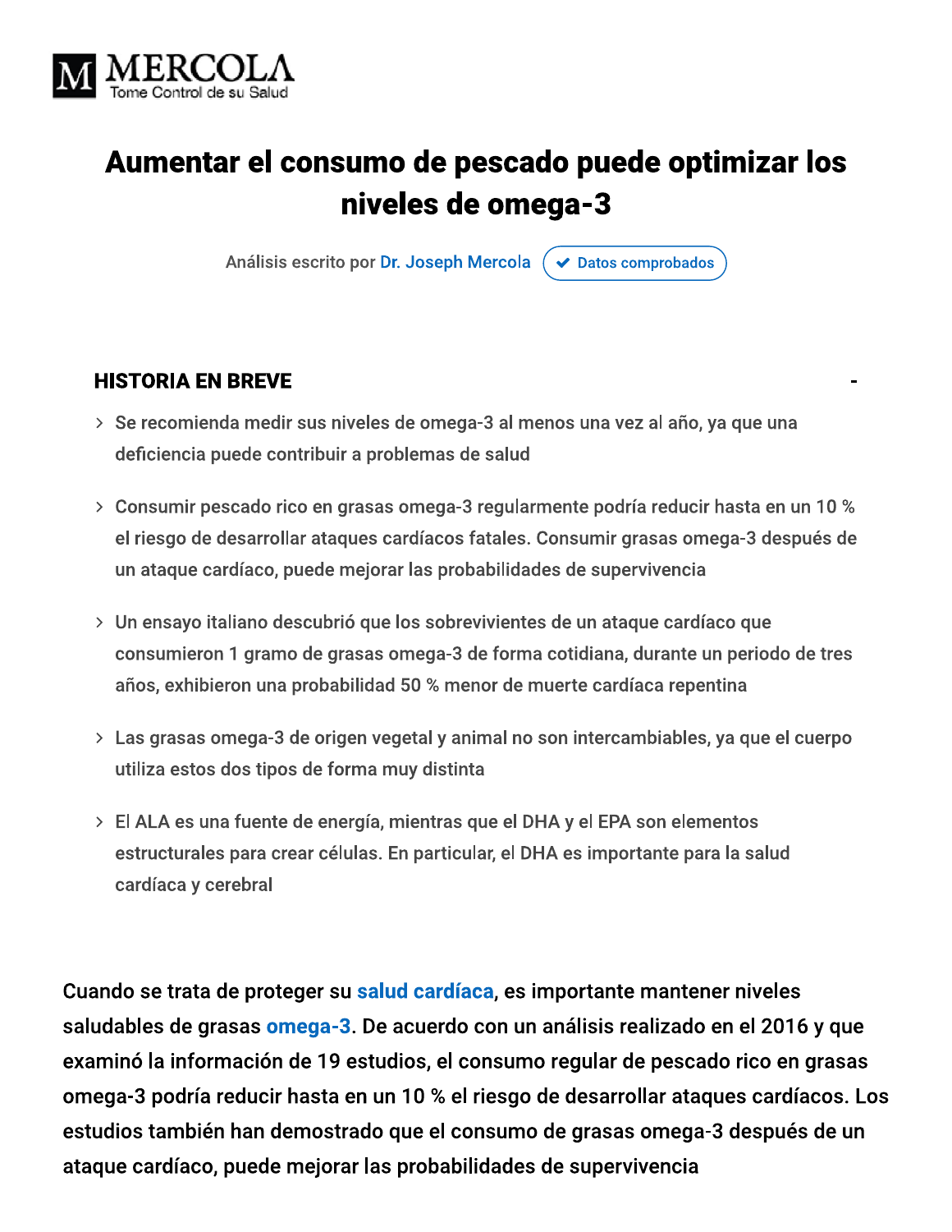MERCOLA
Tome Control de su Salud

# Aumentar el consumo de pescado puede optimizar los niveles de omega-3

Análisis escrito por Dr. Joseph Mercola ✔ Datos comprobados

## HISTORIA EN BREVE

- Se recomienda medir sus niveles de omega-3 al menos una vez al año, ya que una deficiencia puede contribuir a problemas de salud
- Consumir pescado rico en grasas omega-3 regularmente podría reducir hasta en un 10 % el riesgo de desarrollar ataques cardíacos fatales. Consumir grasas omega-3 después de un ataque cardíaco, puede mejorar las probabilidades de supervivencia
- Un ensayo italiano descubrió que los sobrevivientes de un ataque cardíaco que consumieron 1 gramo de grasas omega-3 de forma cotidiana, durante un periodo de tres años, exhibieron una probabilidad 50 % menor de muerte cardíaca repentina
- Las grasas omega-3 de origen vegetal y animal no son intercambiables, ya que el cuerpo utiliza estos dos tipos de forma muy distinta
- El ALA es una fuente de energía, mientras que el DHA y el EPA son elementos estructurales para crear células. En particular, el DHA es importante para la salud cardíaca y cerebral

Cuando se trata de proteger su salud cardíaca, es importante mantener niveles saludables de grasas omega-3. De acuerdo con un análisis realizado en el 2016 y que examinó la información de 19 estudios, el consumo regular de pescado rico en grasas omega-3 podría reducir hasta en un 10 % el riesgo de desarrollar ataques cardíacos. Los estudios también han demostrado que el consumo de grasas omega-3 después de un ataque cardíaco, puede mejorar las probabilidades de supervivencia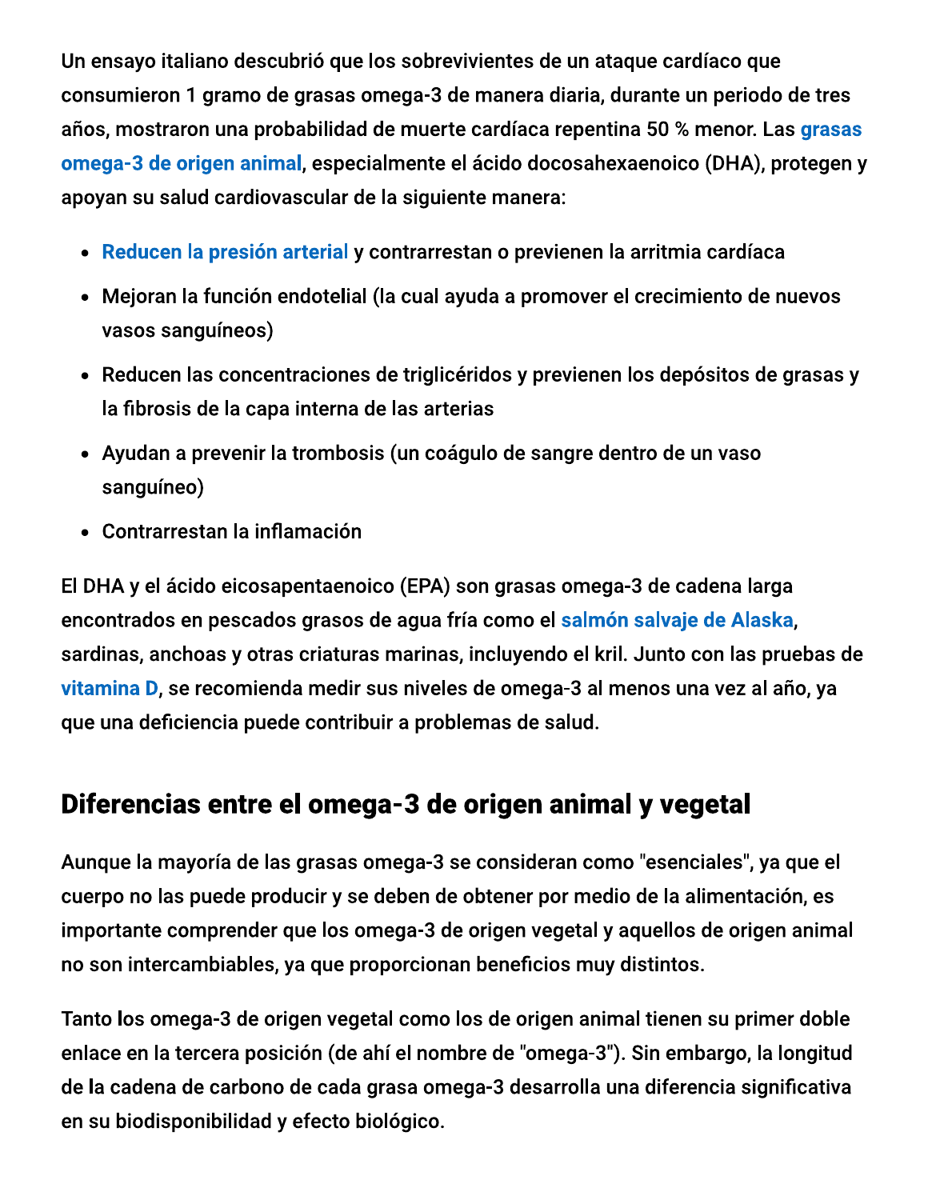Un ensayo italiano descubrió que los sobrevivientes de un ataque cardíaco que consumieron 1 gramo de grasas omega-3 de manera diaria, durante un periodo de tres años, mostraron una probabilidad de muerte cardíaca repentina 50 % menor. Las grasas omega-3 de origen animal, especialmente el ácido docosahexaenoico (DHA), protegen y apoyan su salud cardiovascular de la siguiente manera:

- Reducen la presión arterial y contrarrestan o previenen la arritmia cardíaca
- Mejoran la función endotelial (la cual ayuda a promover el crecimiento de nuevos vasos sanguíneos)
- Reducen las concentraciones de triglicéridos y previenen los depósitos de grasas y la fibrosis de la capa interna de las arterias
- Ayudan a prevenir la trombosis (un coágulo de sangre dentro de un vaso sanguíneo)
- Contrarrestan la inflamación

El DHA y el ácido eicosapentaenoico (EPA) son grasas omega-3 de cadena larga encontrados en pescados grasos de agua fría como el salmón salvaje de Alaska, sardinas, anchoas y otras criaturas marinas, incluyendo el kril. Junto con las pruebas de vitamina D, se recomienda medir sus niveles de omega-3 al menos una vez al año, ya que una deficiencia puede contribuir a problemas de salud.

## Diferencias entre el omega-3 de origen animal y vegetal

Aunque la mayoría de las grasas omega-3 se consideran como "esenciales", ya que el cuerpo no las puede producir y se deben de obtener por medio de la alimentación, es importante comprender que los omega-3 de origen vegetal y aquellos de origen animal no son intercambiables, ya que proporcionan beneficios muy distintos.

Tanto los omega-3 de origen vegetal como los de origen animal tienen su primer doble enlace en la tercera posición (de ahí el nombre de "omega-3"). Sin embargo, la longitud de la cadena de carbono de cada grasa omega-3 desarrolla una diferencia significativa en su biodisponibilidad y efecto biológico.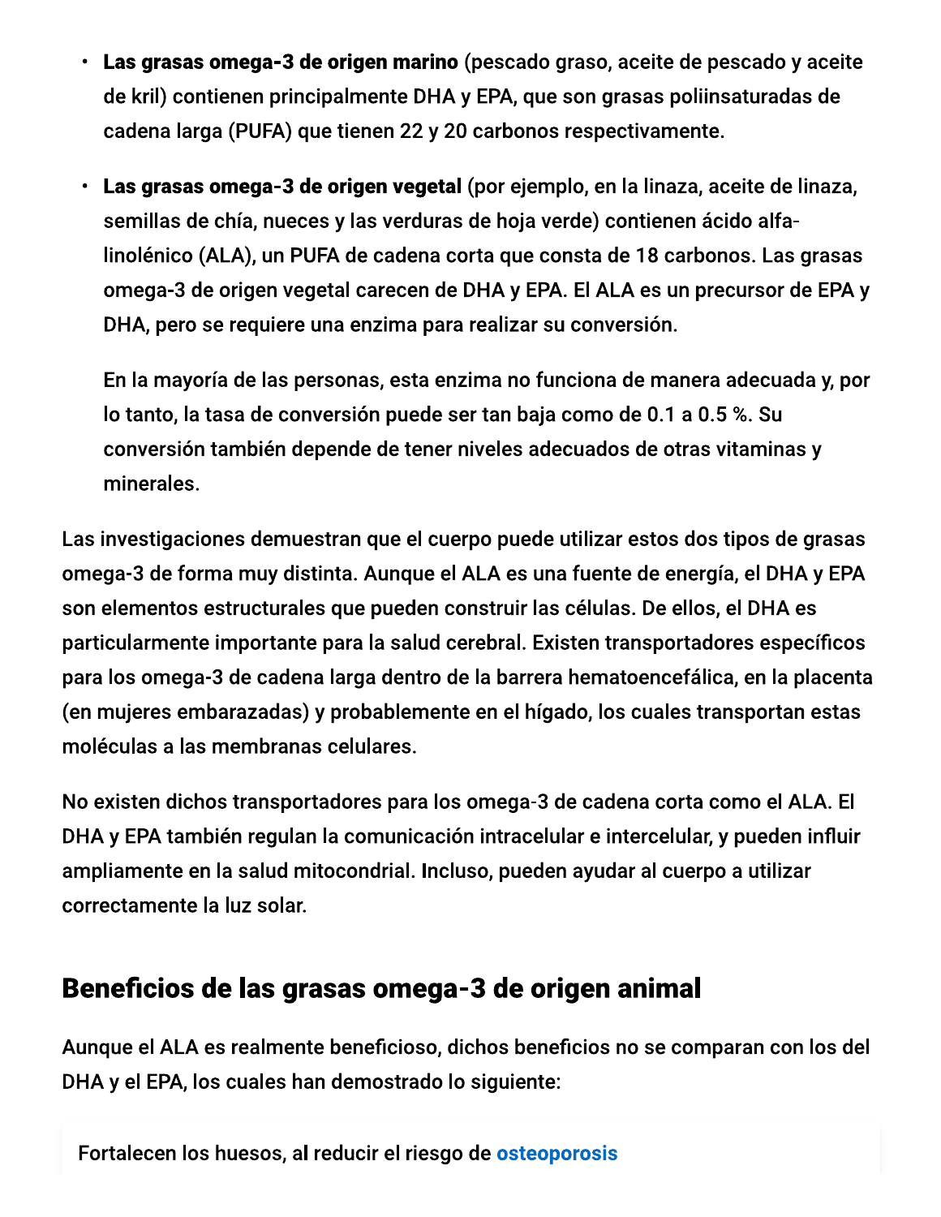- **Las grasas omega-3 de origen marino** (pescado graso, aceite de pescado y aceite de kril) contienen principalmente DHA y EPA, que son grasas poliinsaturadas de cadena larga (PUFA) que tienen 22 y 20 carbonos respectivamente.
- **Las grasas omega-3 de origen vegetal** (por ejemplo, en la linaza, aceite de linaza, semillas de chía, nueces y las verduras de hoja verde) contienen ácido alfa-linolénico (ALA), un PUFA de cadena corta que consta de 18 carbonos. Las grasas omega-3 de origen vegetal carecen de DHA y EPA. El ALA es un precursor de EPA y DHA, pero se requiere una enzima para realizar su conversión.

  En la mayoría de las personas, esta enzima no funciona de manera adecuada y, por lo tanto, la tasa de conversión puede ser tan baja como de 0.1 a 0.5 %. Su conversión también depende de tener niveles adecuados de otras vitaminas y minerales.

Las investigaciones demuestran que el cuerpo puede utilizar estos dos tipos de grasas omega-3 de forma muy distinta. Aunque el ALA es una fuente de energía, el DHA y EPA son elementos estructurales que pueden construir las células. De ellos, el DHA es particularmente importante para la salud cerebral. Existen transportadores específicos para los omega-3 de cadena larga dentro de la barrera hematoencefálica, en la placenta (en mujeres embarazadas) y probablemente en el hígado, los cuales transportan estas moléculas a las membranas celulares.

No existen dichos transportadores para los omega-3 de cadena corta como el ALA. El DHA y EPA también regulan la comunicación intracelular e intercelular, y pueden influir ampliamente en la salud mitocondrial. Incluso, pueden ayudar al cuerpo a utilizar correctamente la luz solar.

## Beneficios de las grasas omega-3 de origen animal

Aunque el ALA es realmente beneficioso, dichos beneficios no se comparan con los del DHA y el EPA, los cuales han demostrado lo siguiente:

Fortalecen los huesos, al reducir el riesgo de osteoporosis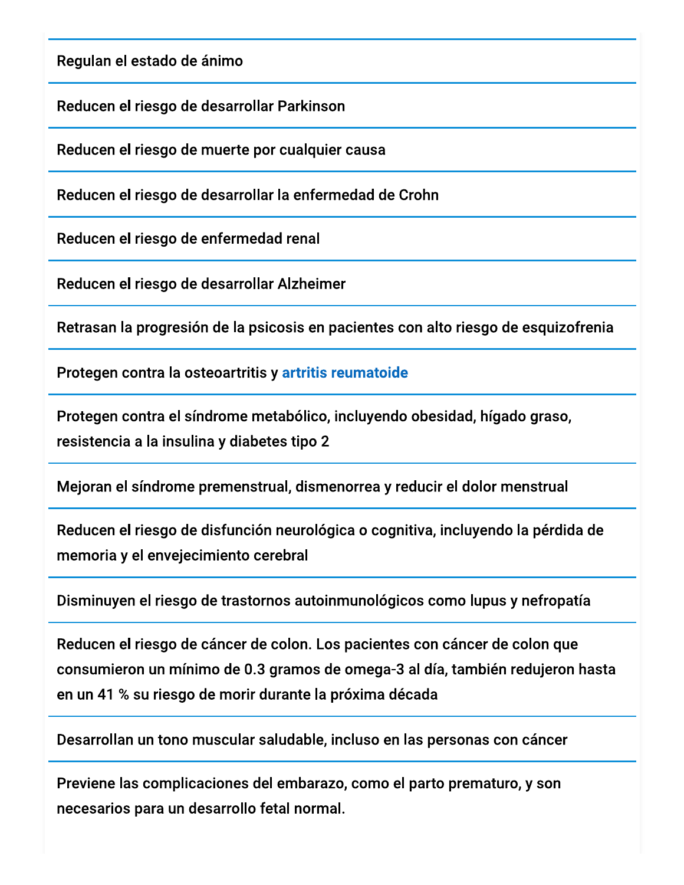| Regulan el estado de ánimo |
| --- |
| Reducen el riesgo de desarrollar Parkinson |
| Reducen el riesgo de muerte por cualquier causa |
| Reducen el riesgo de desarrollar la enfermedad de Crohn |
| Reducen el riesgo de enfermedad renal |
| Reducen el riesgo de desarrollar Alzheimer |
| Retrasan la progresión de la psicosis en pacientes con alto riesgo de esquizofrenia |
| Protegen contra la osteoartritis y artritis reumatoide |
| Protegen contra el síndrome metabólico, incluyendo obesidad, hígado graso, resistencia a la insulina y diabetes tipo 2 |
| Mejoran el síndrome premenstrual, dismenorrea y reducir el dolor menstrual |
| Reducen el riesgo de disfunción neurológica o cognitiva, incluyendo la pérdida de memoria y el envejecimiento cerebral |
| Disminuyen el riesgo de trastornos autoinmunológicos como lupus y nefropatía |
| Reducen el riesgo de cáncer de colon. Los pacientes con cáncer de colon que consumieron un mínimo de 0.3 gramos de omega-3 al día, también redujeron hasta en un 41 % su riesgo de morir durante la próxima década |
| Desarrollan un tono muscular saludable, incluso en las personas con cáncer |
| Previene las complicaciones del embarazo, como el parto prematuro, y son necesarios para un desarrollo fetal normal. |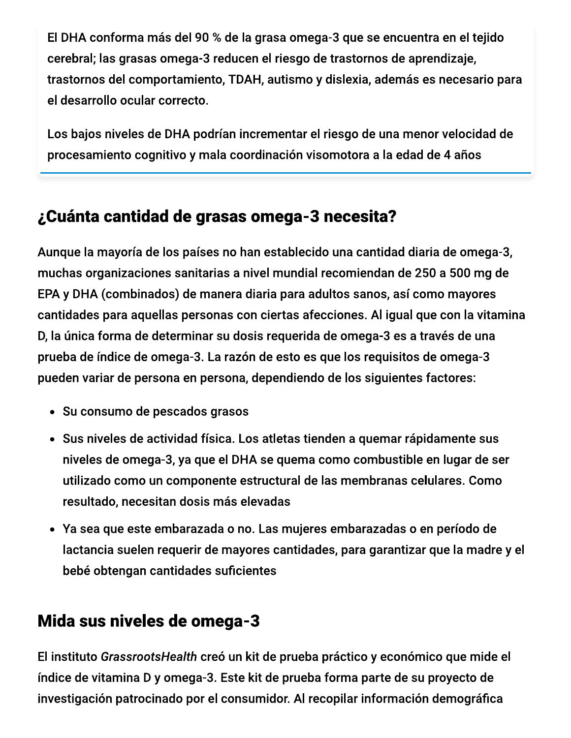El DHA conforma más del 90 % de la grasa omega-3 que se encuentra en el tejido cerebral; las grasas omega-3 reducen el riesgo de trastornos de aprendizaje, trastornos del comportamiento, TDAH, autismo y dislexia, además es necesario para el desarrollo ocular correcto.

Los bajos niveles de DHA podrían incrementar el riesgo de una menor velocidad de procesamiento cognitivo y mala coordinación visomotora a la edad de 4 años

## ¿Cuánta cantidad de grasas omega-3 necesita?

Aunque la mayoría de los países no han establecido una cantidad diaria de omega-3, muchas organizaciones sanitarias a nivel mundial recomiendan de 250 a 500 mg de EPA y DHA (combinados) de manera diaria para adultos sanos, así como mayores cantidades para aquellas personas con ciertas afecciones. Al igual que con la vitamina D, la única forma de determinar su dosis requerida de omega-3 es a través de una prueba de índice de omega-3. La razón de esto es que los requisitos de omega-3 pueden variar de persona en persona, dependiendo de los siguientes factores:

- Su consumo de pescados grasos
- Sus niveles de actividad física. Los atletas tienden a quemar rápidamente sus niveles de omega-3, ya que el DHA se quema como combustible en lugar de ser utilizado como un componente estructural de las membranas celulares. Como resultado, necesitan dosis más elevadas
- Ya sea que este embarazada o no. Las mujeres embarazadas o en período de lactancia suelen requerir de mayores cantidades, para garantizar que la madre y el bebé obtengan cantidades suficientes

## Mida sus niveles de omega-3

El instituto *GrassrootsHealth* creó un kit de prueba práctico y económico que mide el índice de vitamina D y omega-3. Este kit de prueba forma parte de su proyecto de investigación patrocinado por el consumidor. Al recopilar información demográfica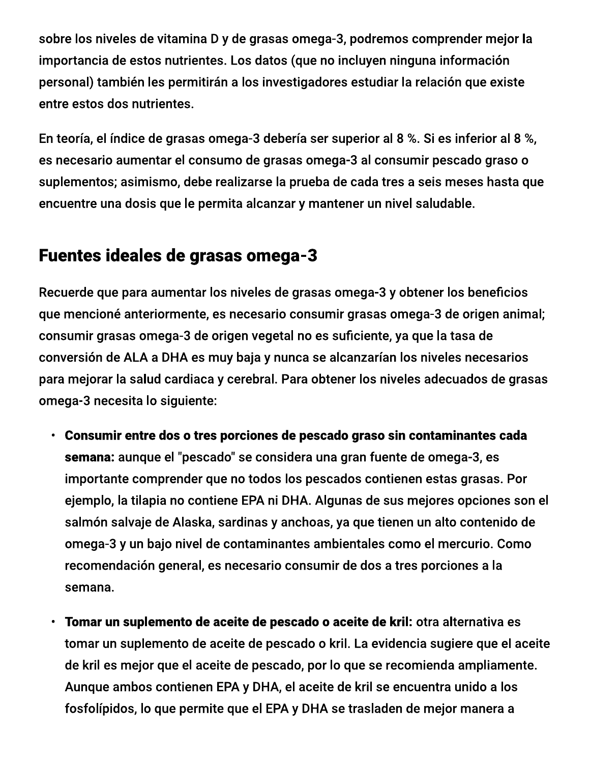sobre los niveles de vitamina D y de grasas omega-3, podremos comprender mejor la importancia de estos nutrientes. Los datos (que no incluyen ninguna información personal) también les permitirán a los investigadores estudiar la relación que existe entre estos dos nutrientes.

En teoría, el índice de grasas omega-3 debería ser superior al 8 %. Si es inferior al 8 %, es necesario aumentar el consumo de grasas omega-3 al consumir pescado graso o suplementos; asimismo, debe realizarse la prueba de cada tres a seis meses hasta que encuentre una dosis que le permita alcanzar y mantener un nivel saludable.

## Fuentes ideales de grasas omega-3

Recuerde que para aumentar los niveles de grasas omega-3 y obtener los beneficios que mencioné anteriormente, es necesario consumir grasas omega-3 de origen animal; consumir grasas omega-3 de origen vegetal no es suficiente, ya que la tasa de conversión de ALA a DHA es muy baja y nunca se alcanzarían los niveles necesarios para mejorar la salud cardiaca y cerebral. Para obtener los niveles adecuados de grasas omega-3 necesita lo siguiente:

- **Consumir entre dos o tres porciones de pescado graso sin contaminantes cada semana:** aunque el "pescado" se considera una gran fuente de omega-3, es importante comprender que no todos los pescados contienen estas grasas. Por ejemplo, la tilapia no contiene EPA ni DHA. Algunas de sus mejores opciones son el salmón salvaje de Alaska, sardinas y anchoas, ya que tienen un alto contenido de omega-3 y un bajo nivel de contaminantes ambientales como el mercurio. Como recomendación general, es necesario consumir de dos a tres porciones a la semana.
- **Tomar un suplemento de aceite de pescado o aceite de kril:** otra alternativa es tomar un suplemento de aceite de pescado o kril. La evidencia sugiere que el aceite de kril es mejor que el aceite de pescado, por lo que se recomienda ampliamente. Aunque ambos contienen EPA y DHA, el aceite de kril se encuentra unido a los fosfolípidos, lo que permite que el EPA y DHA se trasladen de mejor manera a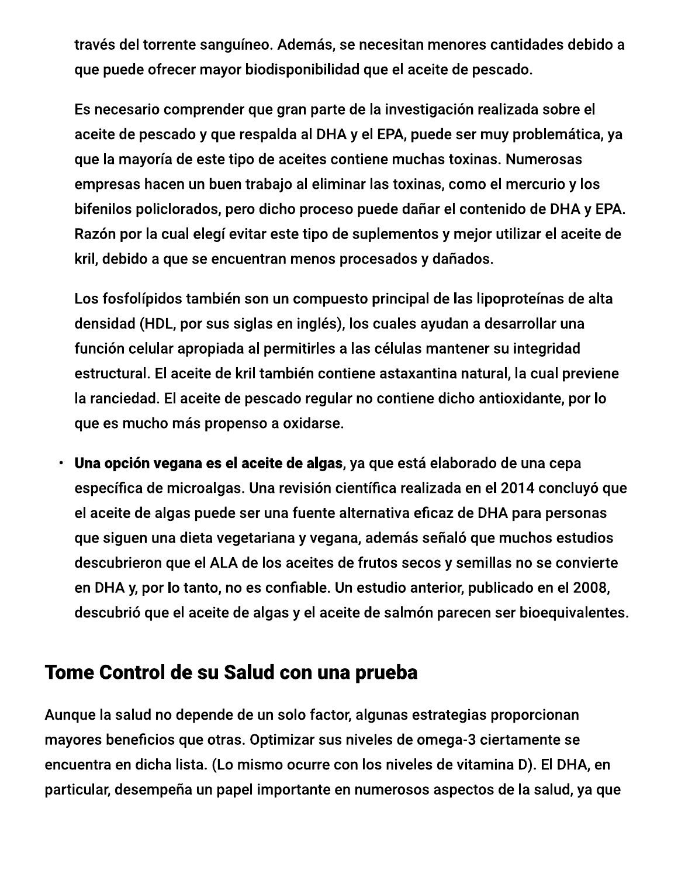través del torrente sanguíneo. Además, se necesitan menores cantidades debido a que puede ofrecer mayor biodisponibilidad que el aceite de pescado.

Es necesario comprender que gran parte de la investigación realizada sobre el aceite de pescado y que respalda al DHA y el EPA, puede ser muy problemática, ya que la mayoría de este tipo de aceites contiene muchas toxinas. Numerosas empresas hacen un buen trabajo al eliminar las toxinas, como el mercurio y los bifenilos policlorados, pero dicho proceso puede dañar el contenido de DHA y EPA. Razón por la cual elegí evitar este tipo de suplementos y mejor utilizar el aceite de kril, debido a que se encuentran menos procesados y dañados.

Los fosfolípidos también son un compuesto principal de las lipoproteínas de alta densidad (HDL, por sus siglas en inglés), los cuales ayudan a desarrollar una función celular apropiada al permitirles a las células mantener su integridad estructural. El aceite de kril también contiene astaxantina natural, la cual previene la ranciedad. El aceite de pescado regular no contiene dicho antioxidante, por lo que es mucho más propenso a oxidarse.

- **Una opción vegana es el aceite de algas**, ya que está elaborado de una cepa específica de microalgas. Una revisión científica realizada en el 2014 concluyó que el aceite de algas puede ser una fuente alternativa eficaz de DHA para personas que siguen una dieta vegetariana y vegana, además señaló que muchos estudios descubrieron que el ALA de los aceites de frutos secos y semillas no se convierte en DHA y, por lo tanto, no es confiable. Un estudio anterior, publicado en el 2008, descubrió que el aceite de algas y el aceite de salmón parecen ser bioequivalentes.

## Tome Control de su Salud con una prueba

Aunque la salud no depende de un solo factor, algunas estrategias proporcionan mayores beneficios que otras. Optimizar sus niveles de omega-3 ciertamente se encuentra en dicha lista. (Lo mismo ocurre con los niveles de vitamina D). El DHA, en particular, desempeña un papel importante en numerosos aspectos de la salud, ya que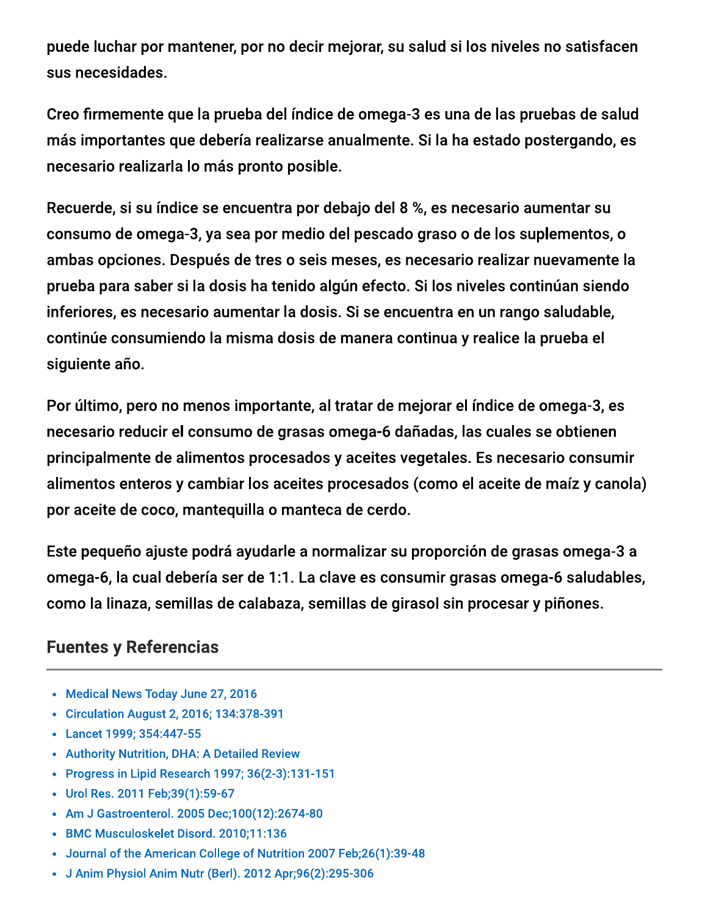puede luchar por mantener, por no decir mejorar, su salud si los niveles no satisfacen sus necesidades.

Creo firmemente que la prueba del índice de omega-3 es una de las pruebas de salud más importantes que debería realizarse anualmente. Si la ha estado postergando, es necesario realizarla lo más pronto posible.

Recuerde, si su índice se encuentra por debajo del 8 %, es necesario aumentar su consumo de omega-3, ya sea por medio del pescado graso o de los suplementos, o ambas opciones. Después de tres o seis meses, es necesario realizar nuevamente la prueba para saber si la dosis ha tenido algún efecto. Si los niveles continúan siendo inferiores, es necesario aumentar la dosis. Si se encuentra en un rango saludable, continúe consumiendo la misma dosis de manera continua y realice la prueba el siguiente año.

Por último, pero no menos importante, al tratar de mejorar el índice de omega-3, es necesario reducir el consumo de grasas omega-6 dañadas, las cuales se obtienen principalmente de alimentos procesados y aceites vegetales. Es necesario consumir alimentos enteros y cambiar los aceites procesados (como el aceite de maíz y canola) por aceite de coco, mantequilla o manteca de cerdo.

Este pequeño ajuste podrá ayudarle a normalizar su proporción de grasas omega-3 a omega-6, la cual debería ser de 1:1. La clave es consumir grasas omega-6 saludables, como la linaza, semillas de calabaza, semillas de girasol sin procesar y piñones.

## Fuentes y Referencias

- Medical News Today June 27, 2016
- Circulation August 2, 2016; 134:378-391
- Lancet 1999; 354:447-55
- Authority Nutrition, DHA: A Detailed Review
- Progress in Lipid Research 1997; 36(2-3):131-151
- Urol Res. 2011 Feb;39(1):59-67
- Am J Gastroenterol. 2005 Dec;100(12):2674-80
- BMC Musculoskelet Disord. 2010;11:136
- Journal of the American College of Nutrition 2007 Feb;26(1):39-48
- J Anim Physiol Anim Nutr (Berl). 2012 Apr;96(2):295-306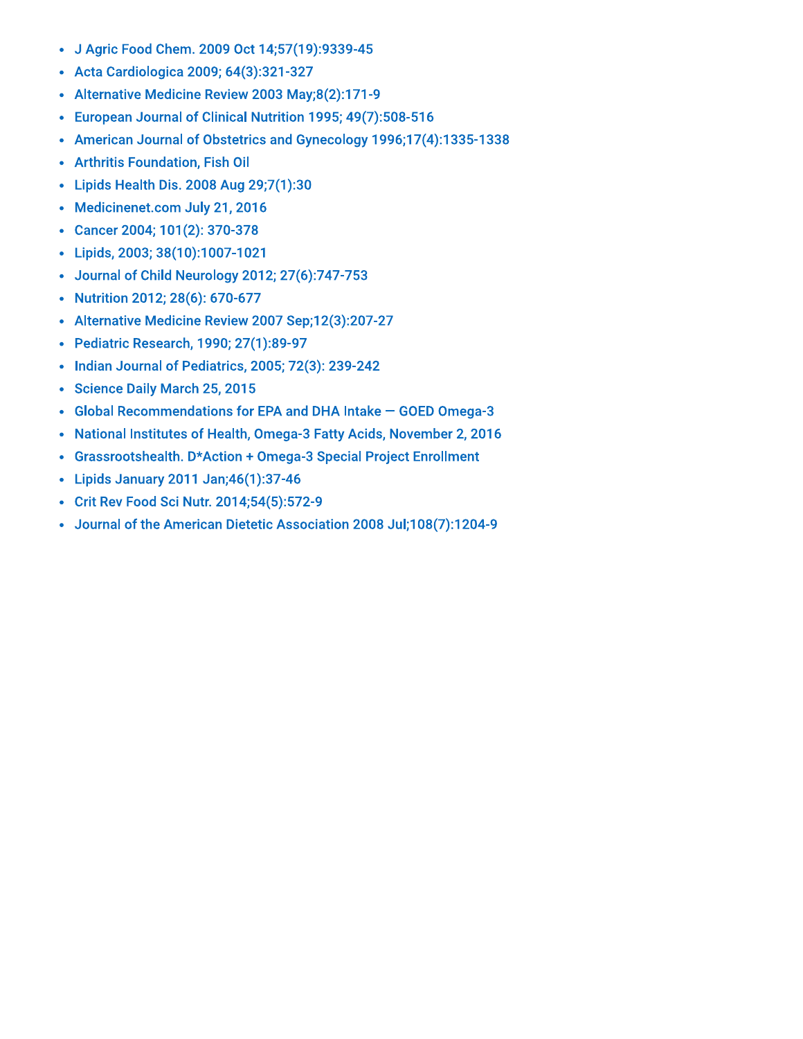- J Agric Food Chem. 2009 Oct 14;57(19):9339-45
- Acta Cardiologica 2009; 64(3):321-327
- Alternative Medicine Review 2003 May;8(2):171-9
- European Journal of Clinical Nutrition 1995; 49(7):508-516
- American Journal of Obstetrics and Gynecology 1996;17(4):1335-1338
- Arthritis Foundation, Fish Oil
- Lipids Health Dis. 2008 Aug 29;7(1):30
- Medicinenet.com July 21, 2016
- Cancer 2004; 101(2): 370-378
- Lipids, 2003; 38(10):1007-1021
- Journal of Child Neurology 2012; 27(6):747-753
- Nutrition 2012; 28(6): 670-677
- Alternative Medicine Review 2007 Sep;12(3):207-27
- Pediatric Research, 1990; 27(1):89-97
- Indian Journal of Pediatrics, 2005; 72(3): 239-242
- Science Daily March 25, 2015
- Global Recommendations for EPA and DHA Intake — GOED Omega-3
- National Institutes of Health, Omega-3 Fatty Acids, November 2, 2016
- Grassrootshealth. D*Action + Omega-3 Special Project Enrollment
- Lipids January 2011 Jan;46(1):37-46
- Crit Rev Food Sci Nutr. 2014;54(5):572-9
- Journal of the American Dietetic Association 2008 Jul;108(7):1204-9